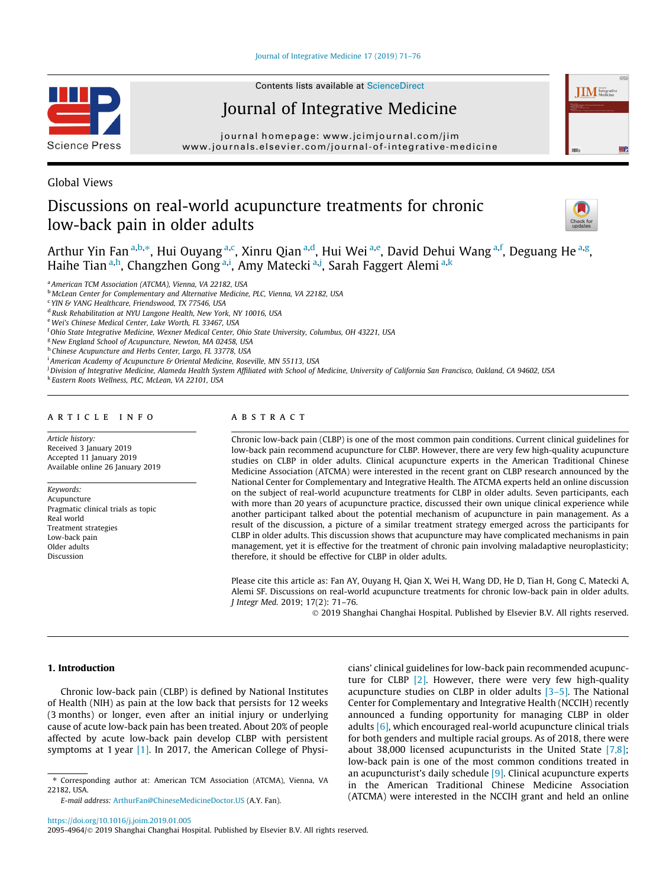Global Views

# Discussions on real-world acupuncture treatments for chronic low-back pain in older adults

Arthur Yin Fan [a,b,*], Hui Ouyang [a,c], Xinru Qian [a,d], Hui Wei [a,e], David Dehui Wang [a,f], Deguang He [a,g], Haihe Tian [a,h], Changzhen Gong [a,i], Amy Matecki [a,j], Sarah Faggert Alemi [a,k]

[a] American TCM Association (ATCMA), Vienna, VA 22182, USA
[b] McLean Center for Complementary and Alternative Medicine, PLC, Vienna, VA 22182, USA
[c] YIN & YANG Healthcare, Friendswood, TX 77546, USA
[d] Rusk Rehabilitation at NYU Langone Health, New York, NY 10016, USA
[e] Wei's Chinese Medical Center, Lake Worth, FL 33467, USA
[f] Ohio State Integrative Medicine, Wexner Medical Center, Ohio State University, Columbus, OH 43221, USA
[g] New England School of Acupuncture, Newton, MA 02458, USA
[h] Chinese Acupuncture and Herbs Center, Largo, FL 33778, USA
[i] American Academy of Acupuncture & Oriental Medicine, Roseville, MN 55113, USA
[j] Division of Integrative Medicine, Alameda Health System Affiliated with School of Medicine, University of California San Francisco, Oakland, CA 94602, USA
[k] Eastern Roots Wellness, PLC, McLean, VA 22101, USA

## ARTICLE INFO

*Article history:*
Received 3 January 2019
Accepted 11 January 2019
Available online 26 January 2019

*Keywords:*
Acupuncture
Pragmatic clinical trials as topic
Real world
Treatment strategies
Low-back pain
Older adults
Discussion

## ABSTRACT

Chronic low-back pain (CLBP) is one of the most common pain conditions. Current clinical guidelines for low-back pain recommend acupuncture for CLBP. However, there are very few high-quality acupuncture studies on CLBP in older adults. Clinical acupuncture experts in the American Traditional Chinese Medicine Association (ATCMA) were interested in the recent grant on CLBP research announced by the National Center for Complementary and Integrative Health. The ATCMA experts held an online discussion on the subject of real-world acupuncture treatments for CLBP in older adults. Seven participants, each with more than 20 years of acupuncture practice, discussed their own unique clinical experience while another participant talked about the potential mechanism of acupuncture in pain management. As a result of the discussion, a picture of a similar treatment strategy emerged across the participants for CLBP in older adults. This discussion shows that acupuncture may have complicated mechanisms in pain management, yet it is effective for the treatment of chronic pain involving maladaptive neuroplasticity; therefore, it should be effective for CLBP in older adults.

Please cite this article as: Fan AY, Ouyang H, Qian X, Wei H, Wang DD, He D, Tian H, Gong C, Matecki A, Alemi SF. Discussions on real-world acupuncture treatments for chronic low-back pain in older adults. *J Integr Med.* 2019; 17(2): 71–76.

© 2019 Shanghai Changhai Hospital. Published by Elsevier B.V. All rights reserved.

## 1. Introduction

Chronic low-back pain (CLBP) is defined by National Institutes of Health (NIH) as pain at the low back that persists for 12 weeks (3 months) or longer, even after an initial injury or underlying cause of acute low-back pain has been treated. About 20% of people affected by acute low-back pain develop CLBP with persistent symptoms at 1 year [1]. In 2017, the American College of Physicians' clinical guidelines for low-back pain recommended acupuncture for CLBP [2]. However, there were very few high-quality acupuncture studies on CLBP in older adults [3–5]. The National Center for Complementary and Integrative Health (NCCIH) recently announced a funding opportunity for managing CLBP in older adults [6], which encouraged real-world acupuncture clinical trials for both genders and multiple racial groups. As of 2018, there were about 38,000 licensed acupuncturists in the United State [7,8]; low-back pain is one of the most common conditions treated in an acupuncturist's daily schedule [9]. Clinical acupuncture experts in the American Traditional Chinese Medicine Association (ATCMA) were interested in the NCCIH grant and held an online

* Corresponding author at: American TCM Association (ATCMA), Vienna, VA 22182, USA.
*E-mail address:* ArthurFan@ChineseMedicineDoctor.US (A.Y. Fan).

https://doi.org/10.1016/j.joim.2019.01.005
2095-4964/© 2019 Shanghai Changhai Hospital. Published by Elsevier B.V. All rights reserved.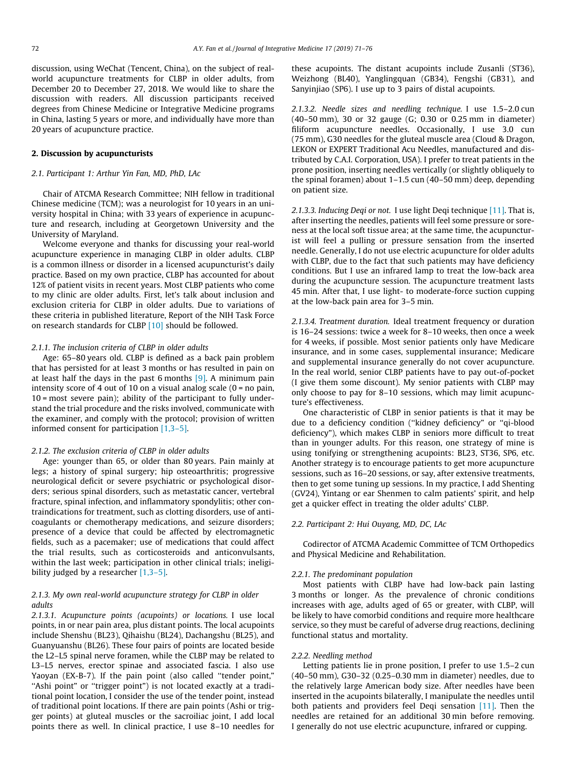discussion, using WeChat (Tencent, China), on the subject of real-world acupuncture treatments for CLBP in older adults, from December 20 to December 27, 2018. We would like to share the discussion with readers. All discussion participants received degrees from Chinese Medicine or Integrative Medicine programs in China, lasting 5 years or more, and individually have more than 20 years of acupuncture practice.

## 2. Discussion by acupuncturists

### 2.1. Participant 1: Arthur Yin Fan, MD, PhD, LAc

Chair of ATCMA Research Committee; NIH fellow in traditional Chinese medicine (TCM); was a neurologist for 10 years in an university hospital in China; with 33 years of experience in acupuncture and research, including at Georgetown University and the University of Maryland.

Welcome everyone and thanks for discussing your real-world acupuncture experience in managing CLBP in older adults. CLBP is a common illness or disorder in a licensed acupuncturist's daily practice. Based on my own practice, CLBP has accounted for about 12% of patient visits in recent years. Most CLBP patients who come to my clinic are older adults. First, let's talk about inclusion and exclusion criteria for CLBP in older adults. Due to variations of these criteria in published literature, Report of the NIH Task Force on research standards for CLBP [10] should be followed.

#### 2.1.1. The inclusion criteria of CLBP in older adults

Age: 65–80 years old. CLBP is defined as a back pain problem that has persisted for at least 3 months or has resulted in pain on at least half the days in the past 6 months [9]. A minimum pain intensity score of 4 out of 10 on a visual analog scale (0 = no pain, 10 = most severe pain); ability of the participant to fully understand the trial procedure and the risks involved, communicate with the examiner, and comply with the protocol; provision of written informed consent for participation [1,3–5].

#### 2.1.2. The exclusion criteria of CLBP in older adults

Age: younger than 65, or older than 80 years. Pain mainly at legs; a history of spinal surgery; hip osteoarthritis; progressive neurological deficit or severe psychiatric or psychological disorders; serious spinal disorders, such as metastatic cancer, vertebral fracture, spinal infection, and inflammatory spondylitis; other contraindications for treatment, such as clotting disorders, use of anticoagulants or chemotherapy medications, and seizure disorders; presence of a device that could be affected by electromagnetic fields, such as a pacemaker; use of medications that could affect the trial results, such as corticosteroids and anticonvulsants, within the last week; participation in other clinical trials; ineligibility judged by a researcher [1,3–5].

#### 2.1.3. My own real-world acupuncture strategy for CLBP in older adults

*2.1.3.1. Acupuncture points (acupoints) or locations.* I use local points, in or near pain area, plus distant points. The local acupoints include Shenshu (BL23), Qihaishu (BL24), Dachangshu (BL25), and Guanyuanshu (BL26). These four pairs of points are located beside the L2–L5 spinal nerve foramen, while the CLBP may be related to L3–L5 nerves, erector spinae and associated fascia. I also use Yaoyan (EX-B-7). If the pain point (also called "tender point," "Ashi point" or "trigger point") is not located exactly at a traditional point location, I consider the use of the tender point, instead of traditional point locations. If there are pain points (Ashi or trigger points) at gluteal muscles or the sacroiliac joint, I add local points there as well. In clinical practice, I use 8–10 needles for these acupoints. The distant acupoints include Zusanli (ST36), Weizhong (BL40), Yanglingquan (GB34), Fengshi (GB31), and Sanyinjiao (SP6). I use up to 3 pairs of distal acupoints.

*2.1.3.2. Needle sizes and needling technique.* I use 1.5–2.0 cun (40–50 mm), 30 or 32 gauge (G; 0.30 or 0.25 mm in diameter) filiform acupuncture needles. Occasionally, I use 3.0 cun (75 mm), G30 needles for the gluteal muscle area (Cloud & Dragon, LEKON or EXPERT Traditional Acu Needles, manufactured and distributed by C.A.I. Corporation, USA). I prefer to treat patients in the prone position, inserting needles vertically (or slightly obliquely to the spinal foramen) about 1–1.5 cun (40–50 mm) deep, depending on patient size.

*2.1.3.3. Inducing Deqi or not.* I use light Deqi technique [11]. That is, after inserting the needles, patients will feel some pressure or soreness at the local soft tissue area; at the same time, the acupuncturist will feel a pulling or pressure sensation from the inserted needle. Generally, I do not use electric acupuncture for older adults with CLBP, due to the fact that such patients may have deficiency conditions. But I use an infrared lamp to treat the low-back area during the acupuncture session. The acupuncture treatment lasts 45 min. After that, I use light- to moderate-force suction cupping at the low-back pain area for 3–5 min.

*2.1.3.4. Treatment duration.* Ideal treatment frequency or duration is 16–24 sessions: twice a week for 8–10 weeks, then once a week for 4 weeks, if possible. Most senior patients only have Medicare insurance, and in some cases, supplemental insurance; Medicare and supplemental insurance generally do not cover acupuncture. In the real world, senior CLBP patients have to pay out-of-pocket (I give them some discount). My senior patients with CLBP may only choose to pay for 8–10 sessions, which may limit acupuncture's effectiveness.

One characteristic of CLBP in senior patients is that it may be due to a deficiency condition ("kidney deficiency" or "qi-blood deficiency"), which makes CLBP in seniors more difficult to treat than in younger adults. For this reason, one strategy of mine is using tonifying or strengthening acupoints: BL23, ST36, SP6, etc. Another strategy is to encourage patients to get more acupuncture sessions, such as 16–20 sessions, or say, after extensive treatments, then to get some tuning up sessions. In my practice, I add Shenting (GV24), Yintang or ear Shenmen to calm patients' spirit, and help get a quicker effect in treating the older adults' CLBP.

### 2.2. Participant 2: Hui Ouyang, MD, DC, LAc

Codirector of ATCMA Academic Committee of TCM Orthopedics and Physical Medicine and Rehabilitation.

#### 2.2.1. The predominant population

Most patients with CLBP have had low-back pain lasting 3 months or longer. As the prevalence of chronic conditions increases with age, adults aged of 65 or greater, with CLBP, will be likely to have comorbid conditions and require more healthcare service, so they must be careful of adverse drug reactions, declining functional status and mortality.

#### 2.2.2. Needling method

Letting patients lie in prone position, I prefer to use 1.5–2 cun (40–50 mm), G30–32 (0.25–0.30 mm in diameter) needles, due to the relatively large American body size. After needles have been inserted in the acupoints bilaterally, I manipulate the needles until both patients and providers feel Deqi sensation [11]. Then the needles are retained for an additional 30 min before removing. I generally do not use electric acupuncture, infrared or cupping.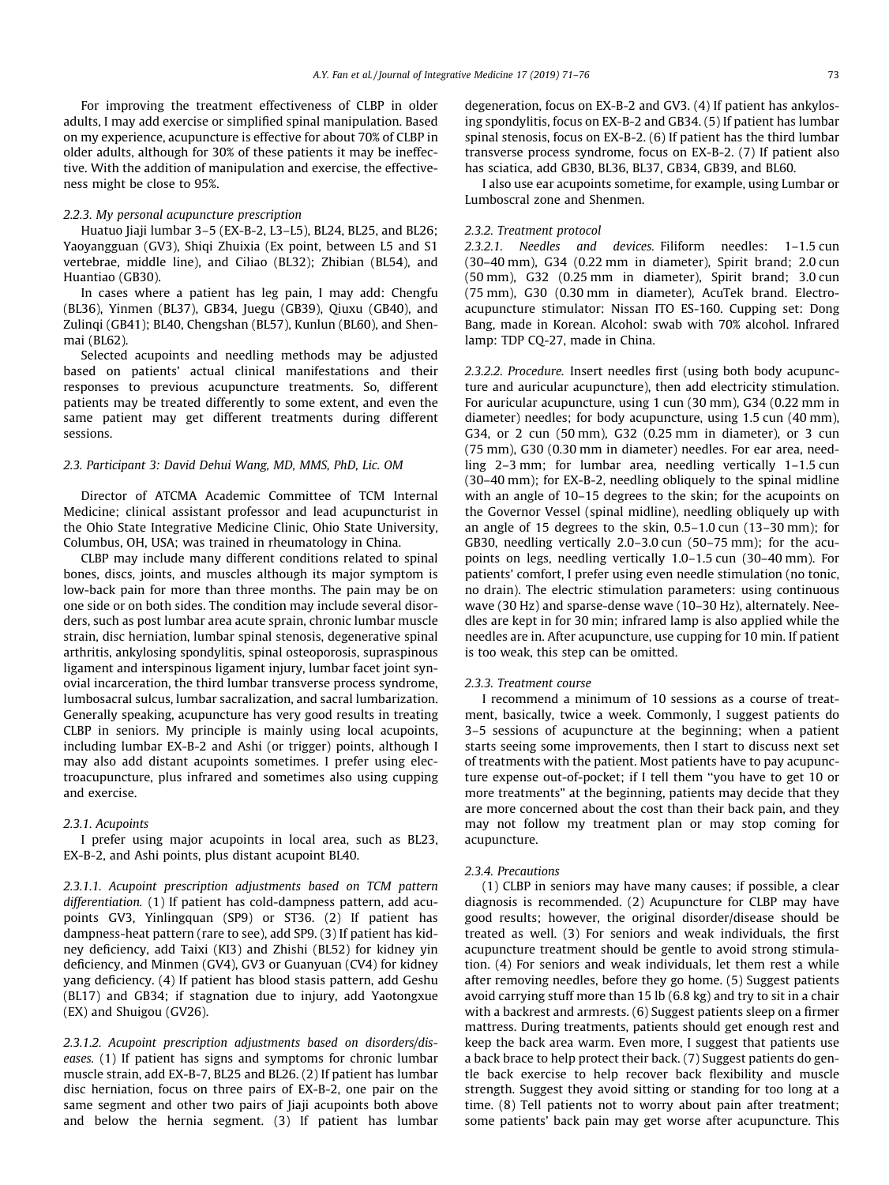For improving the treatment effectiveness of CLBP in older adults, I may add exercise or simplified spinal manipulation. Based on my experience, acupuncture is effective for about 70% of CLBP in older adults, although for 30% of these patients it may be ineffective. With the addition of manipulation and exercise, the effectiveness might be close to 95%.

#### 2.2.3. My personal acupuncture prescription

Huatuo Jiaji lumbar 3–5 (EX-B-2, L3–L5), BL24, BL25, and BL26; Yaoyangguan (GV3), Shiqi Zhuixia (Ex point, between L5 and S1 vertebrae, middle line), and Ciliao (BL32); Zhibian (BL54), and Huantiao (GB30).

In cases where a patient has leg pain, I may add: Chengfu (BL36), Yinmen (BL37), GB34, Juegu (GB39), Qiuxu (GB40), and Zulinqi (GB41); BL40, Chengshan (BL57), Kunlun (BL60), and Shenmai (BL62).

Selected acupoints and needling methods may be adjusted based on patients' actual clinical manifestations and their responses to previous acupuncture treatments. So, different patients may be treated differently to some extent, and even the same patient may get different treatments during different sessions.

### 2.3. Participant 3: David Dehui Wang, MD, MMS, PhD, Lic. OM

Director of ATCMA Academic Committee of TCM Internal Medicine; clinical assistant professor and lead acupuncturist in the Ohio State Integrative Medicine Clinic, Ohio State University, Columbus, OH, USA; was trained in rheumatology in China.

CLBP may include many different conditions related to spinal bones, discs, joints, and muscles although its major symptom is low-back pain for more than three months. The pain may be on one side or on both sides. The condition may include several disorders, such as post lumbar area acute sprain, chronic lumbar muscle strain, disc herniation, lumbar spinal stenosis, degenerative spinal arthritis, ankylosing spondylitis, spinal osteoporosis, supraspinous ligament and interspinous ligament injury, lumbar facet joint synovial incarceration, the third lumbar transverse process syndrome, lumbosacral sulcus, lumbar sacralization, and sacral lumbarization. Generally speaking, acupuncture has very good results in treating CLBP in seniors. My principle is mainly using local acupoints, including lumbar EX-B-2 and Ashi (or trigger) points, although I may also add distant acupoints sometimes. I prefer using electroacupuncture, plus infrared and sometimes also using cupping and exercise.

#### 2.3.1. Acupoints

I prefer using major acupoints in local area, such as BL23, EX-B-2, and Ashi points, plus distant acupoint BL40.

*2.3.1.1. Acupoint prescription adjustments based on TCM pattern differentiation.* (1) If patient has cold-dampness pattern, add acupoints GV3, Yinlingquan (SP9) or ST36. (2) If patient has dampness-heat pattern (rare to see), add SP9. (3) If patient has kidney deficiency, add Taixi (KI3) and Zhishi (BL52) for kidney yin deficiency, and Minmen (GV4), GV3 or Guanyuan (CV4) for kidney yang deficiency. (4) If patient has blood stasis pattern, add Geshu (BL17) and GB34; if stagnation due to injury, add Yaotongxue (EX) and Shuigou (GV26).

*2.3.1.2. Acupoint prescription adjustments based on disorders/diseases.* (1) If patient has signs and symptoms for chronic lumbar muscle strain, add EX-B-7, BL25 and BL26. (2) If patient has lumbar disc herniation, focus on three pairs of EX-B-2, one pair on the same segment and other two pairs of Jiaji acupoints both above and below the hernia segment. (3) If patient has lumbar degeneration, focus on EX-B-2 and GV3. (4) If patient has ankylosing spondylitis, focus on EX-B-2 and GB34. (5) If patient has lumbar spinal stenosis, focus on EX-B-2. (6) If patient has the third lumbar transverse process syndrome, focus on EX-B-2. (7) If patient also has sciatica, add GB30, BL36, BL37, GB34, GB39, and BL60.

I also use ear acupoints sometime, for example, using Lumbar or Lumboscral zone and Shenmen.

#### 2.3.2. Treatment protocol

*2.3.2.1. Needles and devices.* Filiform needles: 1–1.5 cun (30–40 mm), G34 (0.22 mm in diameter), Spirit brand; 2.0 cun (50 mm), G32 (0.25 mm in diameter), Spirit brand; 3.0 cun (75 mm), G30 (0.30 mm in diameter), AcuTek brand. Electroacupuncture stimulator: Nissan ITO ES-160. Cupping set: Dong Bang, made in Korean. Alcohol: swab with 70% alcohol. Infrared lamp: TDP CQ-27, made in China.

*2.3.2.2. Procedure.* Insert needles first (using both body acupuncture and auricular acupuncture), then add electricity stimulation. For auricular acupuncture, using 1 cun (30 mm), G34 (0.22 mm in diameter) needles; for body acupuncture, using 1.5 cun (40 mm), G34, or 2 cun (50 mm), G32 (0.25 mm in diameter), or 3 cun (75 mm), G30 (0.30 mm in diameter) needles. For ear area, needling 2–3 mm; for lumbar area, needling vertically 1–1.5 cun (30–40 mm); for EX-B-2, needling obliquely to the spinal midline with an angle of 10–15 degrees to the skin; for the acupoints on the Governor Vessel (spinal midline), needling obliquely up with an angle of 15 degrees to the skin, 0.5–1.0 cun (13–30 mm); for GB30, needling vertically 2.0–3.0 cun (50–75 mm); for the acupoints on legs, needling vertically 1.0–1.5 cun (30–40 mm). For patients' comfort, I prefer using even needle stimulation (no tonic, no drain). The electric stimulation parameters: using continuous wave (30 Hz) and sparse-dense wave (10–30 Hz), alternately. Needles are kept in for 30 min; infrared lamp is also applied while the needles are in. After acupuncture, use cupping for 10 min. If patient is too weak, this step can be omitted.

#### 2.3.3. Treatment course

I recommend a minimum of 10 sessions as a course of treatment, basically, twice a week. Commonly, I suggest patients do 3–5 sessions of acupuncture at the beginning; when a patient starts seeing some improvements, then I start to discuss next set of treatments with the patient. Most patients have to pay acupuncture expense out-of-pocket; if I tell them "you have to get 10 or more treatments" at the beginning, patients may decide that they are more concerned about the cost than their back pain, and they may not follow my treatment plan or may stop coming for acupuncture.

#### 2.3.4. Precautions

(1) CLBP in seniors may have many causes; if possible, a clear diagnosis is recommended. (2) Acupuncture for CLBP may have good results; however, the original disorder/disease should be treated as well. (3) For seniors and weak individuals, the first acupuncture treatment should be gentle to avoid strong stimulation. (4) For seniors and weak individuals, let them rest a while after removing needles, before they go home. (5) Suggest patients avoid carrying stuff more than 15 lb (6.8 kg) and try to sit in a chair with a backrest and armrests. (6) Suggest patients sleep on a firmer mattress. During treatments, patients should get enough rest and keep the back area warm. Even more, I suggest that patients use a back brace to help protect their back. (7) Suggest patients do gentle back exercise to help recover back flexibility and muscle strength. Suggest they avoid sitting or standing for too long at a time. (8) Tell patients not to worry about pain after treatment; some patients' back pain may get worse after acupuncture. This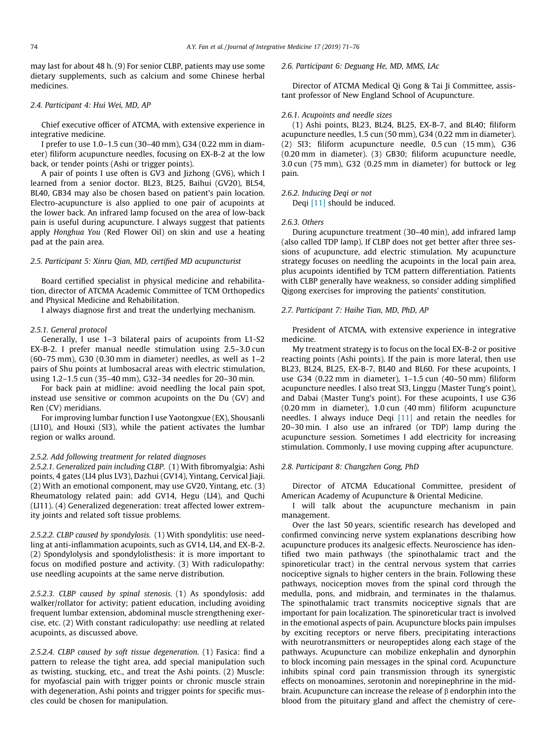may last for about 48 h. (9) For senior CLBP, patients may use some dietary supplements, such as calcium and some Chinese herbal medicines.

### 2.4. Participant 4: Hui Wei, MD, AP

Chief executive officer of ATCMA, with extensive experience in integrative medicine.

I prefer to use 1.0–1.5 cun (30–40 mm), G34 (0.22 mm in diameter) filiform acupuncture needles, focusing on EX-B-2 at the low back, or tender points (Ashi or trigger points).

A pair of points I use often is GV3 and Jizhong (GV6), which I learned from a senior doctor. BL23, BL25, Baihui (GV20), BL54, BL40, GB34 may also be chosen based on patient's pain location. Electro-acupuncture is also applied to one pair of acupoints at the lower back. An infrared lamp focused on the area of low-back pain is useful during acupuncture. I always suggest that patients apply *Honghua You* (Red Flower Oil) on skin and use a heating pad at the pain area.

### 2.5. Participant 5: Xinru Qian, MD, certified MD acupuncturist

Board certified specialist in physical medicine and rehabilitation, director of ATCMA Academic Committee of TCM Orthopedics and Physical Medicine and Rehabilitation.

I always diagnose first and treat the underlying mechanism.

#### 2.5.1. General protocol

Generally, I use 1–3 bilateral pairs of acupoints from L1-S2 EX-B-2. I prefer manual needle stimulation using 2.5–3.0 cun (60–75 mm), G30 (0.30 mm in diameter) needles, as well as 1–2 pairs of Shu points at lumbosacral areas with electric stimulation, using 1.2–1.5 cun (35–40 mm), G32–34 needles for 20–30 min.

For back pain at midline: avoid needling the local pain spot, instead use sensitive or common acupoints on the Du (GV) and Ren (CV) meridians.

For improving lumbar function I use Yaotongxue (EX), Shousanli (LI10), and Houxi (SI3), while the patient activates the lumbar region or walks around.

#### 2.5.2. Add following treatment for related diagnoses

*2.5.2.1. Generalized pain including CLBP.* (1) With fibromyalgia: Ashi points, 4 gates (LI4 plus LV3), Dazhui (GV14), Yintang, Cervical Jiaji. (2) With an emotional component, may use GV20, Yintang, etc. (3) Rheumatology related pain: add GV14, Hegu (LI4), and Quchi (LI11). (4) Generalized degeneration: treat affected lower extremity joints and related soft tissue problems.

*2.5.2.2. CLBP caused by spondylosis.* (1) With spondylitis: use needling at anti-inflammation acupoints, such as GV14, LI4, and EX-B-2. (2) Spondylolysis and spondylolisthesis: it is more important to focus on modified posture and activity. (3) With radiculopathy: use needling acupoints at the same nerve distribution.

*2.5.2.3. CLBP caused by spinal stenosis.* (1) As spondylosis: add walker/rollator for activity; patient education, including avoiding frequent lumbar extension, abdominal muscle strengthening exercise, etc. (2) With constant radiculopathy: use needling at related acupoints, as discussed above.

*2.5.2.4. CLBP caused by soft tissue degeneration.* (1) Fasica: find a pattern to release the tight area, add special manipulation such as twisting, stucking, etc., and treat the Ashi points. (2) Muscle: for myofascial pain with trigger points or chronic muscle strain with degeneration, Ashi points and trigger points for specific muscles could be chosen for manipulation.

### 2.6. Participant 6: Deguang He, MD, MMS, LAc

Director of ATCMA Medical Qi Gong & Tai Ji Committee, assistant professor of New England School of Acupuncture.

#### 2.6.1. Acupoints and needle sizes

(1) Ashi points, BL23, BL24, BL25, EX-B-7, and BL40; filiform acupuncture needles, 1.5 cun (50 mm), G34 (0.22 mm in diameter). (2) SI3; filiform acupuncture needle, 0.5 cun (15 mm), G36 (0.20 mm in diameter). (3) GB30; filiform acupuncture needle, 3.0 cun (75 mm), G32 (0.25 mm in diameter) for buttock or leg pain.

#### 2.6.2. Inducing Deqi or not

Deqi [11] should be induced.

#### 2.6.3. Others

During acupuncture treatment (30–40 min), add infrared lamp (also called TDP lamp). If CLBP does not get better after three sessions of acupuncture, add electric stimulation. My acupuncture strategy focuses on needling the acupoints in the local pain area, plus acupoints identified by TCM pattern differentiation. Patients with CLBP generally have weakness, so consider adding simplified Qigong exercises for improving the patients' constitution.

### 2.7. Participant 7: Haihe Tian, MD, PhD, AP

President of ATCMA, with extensive experience in integrative medicine.

My treatment strategy is to focus on the local EX-B-2 or positive reacting points (Ashi points). If the pain is more lateral, then use BL23, BL24, BL25, EX-B-7, BL40 and BL60. For these acupoints, I use G34 (0.22 mm in diameter), 1–1.5 cun (40–50 mm) filiform acupuncture needles. I also treat SI3, Linggu (Master Tung's point), and Dabai (Master Tung's point). For these acupoints, I use G36 (0.20 mm in diameter), 1.0 cun (40 mm) filiform acupuncture needles. I always induce Deqi [11] and retain the needles for 20–30 min. I also use an infrared (or TDP) lamp during the acupuncture session. Sometimes I add electricity for increasing stimulation. Commonly, I use moving cupping after acupuncture.

### 2.8. Participant 8: Changzhen Gong, PhD

Director of ATCMA Educational Committee, president of American Academy of Acupuncture & Oriental Medicine.

I will talk about the acupuncture mechanism in pain management.

Over the last 50 years, scientific research has developed and confirmed convincing nerve system explanations describing how acupuncture produces its analgesic effects. Neuroscience has identified two main pathways (the spinothalamic tract and the spinoreticular tract) in the central nervous system that carries nociceptive signals to higher centers in the brain. Following these pathways, nociception moves from the spinal cord through the medulla, pons, and midbrain, and terminates in the thalamus. The spinothalamic tract transmits nociceptive signals that are important for pain localization. The spinoreticular tract is involved in the emotional aspects of pain. Acupuncture blocks pain impulses by exciting receptors or nerve fibers, precipitating interactions with neurotransmitters or neuropeptides along each stage of the pathways. Acupuncture can mobilize enkephalin and dynorphin to block incoming pain messages in the spinal cord. Acupuncture inhibits spinal cord pain transmission through its synergistic effects on monoamines, serotonin and norepinephrine in the midbrain. Acupuncture can increase the release of β endorphin into the blood from the pituitary gland and affect the chemistry of cere-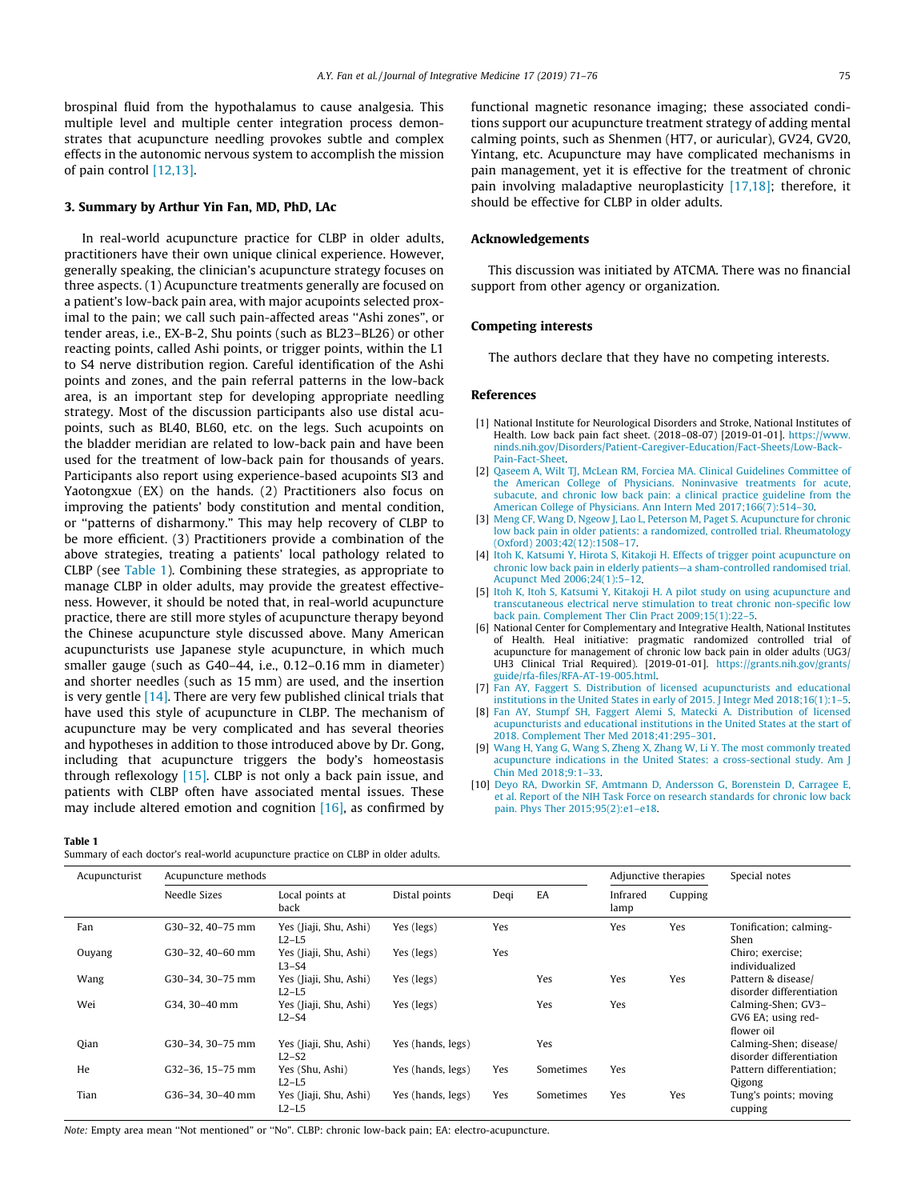brospinal fluid from the hypothalamus to cause analgesia. This multiple level and multiple center integration process demonstrates that acupuncture needling provokes subtle and complex effects in the autonomic nervous system to accomplish the mission of pain control [12,13].

## 3. Summary by Arthur Yin Fan, MD, PhD, LAc

In real-world acupuncture practice for CLBP in older adults, practitioners have their own unique clinical experience. However, generally speaking, the clinician's acupuncture strategy focuses on three aspects. (1) Acupuncture treatments generally are focused on a patient's low-back pain area, with major acupoints selected proximal to the pain; we call such pain-affected areas "Ashi zones", or tender areas, i.e., EX-B-2, Shu points (such as BL23–BL26) or other reacting points, called Ashi points, or trigger points, within the L1 to S4 nerve distribution region. Careful identification of the Ashi points and zones, and the pain referral patterns in the low-back area, is an important step for developing appropriate needling strategy. Most of the discussion participants also use distal acupoints, such as BL40, BL60, etc. on the legs. Such acupoints on the bladder meridian are related to low-back pain and have been used for the treatment of low-back pain for thousands of years. Participants also report using experience-based acupoints SI3 and Yaotongxue (EX) on the hands. (2) Practitioners also focus on improving the patients' body constitution and mental condition, or "patterns of disharmony." This may help recovery of CLBP to be more efficient. (3) Practitioners provide a combination of the above strategies, treating a patients' local pathology related to CLBP (see Table 1). Combining these strategies, as appropriate to manage CLBP in older adults, may provide the greatest effectiveness. However, it should be noted that, in real-world acupuncture practice, there are still more styles of acupuncture therapy beyond the Chinese acupuncture style discussed above. Many American acupuncturists use Japanese style acupuncture, in which much smaller gauge (such as G40–44, i.e., 0.12–0.16 mm in diameter) and shorter needles (such as 15 mm) are used, and the insertion is very gentle [14]. There are very few published clinical trials that have used this style of acupuncture in CLBP. The mechanism of acupuncture may be very complicated and has several theories and hypotheses in addition to those introduced above by Dr. Gong, including that acupuncture triggers the body's homeostasis through reflexology [15]. CLBP is not only a back pain issue, and patients with CLBP often have associated mental issues. These may include altered emotion and cognition [16], as confirmed by functional magnetic resonance imaging; these associated conditions support our acupuncture treatment strategy of adding mental calming points, such as Shenmen (HT7, or auricular), GV24, GV20, Yintang, etc. Acupuncture may have complicated mechanisms in pain management, yet it is effective for the treatment of chronic pain involving maladaptive neuroplasticity [17,18]; therefore, it should be effective for CLBP in older adults.

## Acknowledgements

This discussion was initiated by ATCMA. There was no financial support from other agency or organization.

## Competing interests

The authors declare that they have no competing interests.

## References

[1] National Institute for Neurological Disorders and Stroke, National Institutes of Health. Low back pain fact sheet. (2018–08-07) [2019-01-01]. https://www.ninds.nih.gov/Disorders/Patient-Caregiver-Education/Fact-Sheets/Low-Back-Pain-Fact-Sheet.

[2] Qaseem A, Wilt TJ, McLean RM, Forciea MA. Clinical Guidelines Committee of the American College of Physicians. Noninvasive treatments for acute, subacute, and chronic low back pain: a clinical practice guideline from the American College of Physicians. Ann Intern Med 2017;166(7):514–30.

[3] Meng CF, Wang D, Ngeow J, Lao L, Peterson M, Paget S. Acupuncture for chronic low back pain in older patients: a randomized, controlled trial. Rheumatology (Oxford) 2003;42(12):1508–17.

[4] Itoh K, Katsumi Y, Hirota S, Kitakoji H. Effects of trigger point acupuncture on chronic low back pain in elderly patients—a sham-controlled randomised trial. Acupunct Med 2006;24(1):5–12.

[5] Itoh K, Itoh S, Katsumi Y, Kitakoji H. A pilot study on using acupuncture and transcutaneous electrical nerve stimulation to treat chronic non-specific low back pain. Complement Ther Clin Pract 2009;15(1):22–5.

[6] National Center for Complementary and Integrative Health, National Institutes of Health. Heal initiative: pragmatic randomized controlled trial of acupuncture for management of chronic low back pain in older adults (UG3/UH3 Clinical Trial Required). [2019-01-01]. https://grants.nih.gov/grants/guide/rfa-files/RFA-AT-19-005.html.

[7] Fan AY, Faggert S. Distribution of licensed acupuncturists and educational institutions in the United States in early of 2015. J Integr Med 2018;16(1):1–5.

[8] Fan AY, Stumpf SH, Faggert Alemi S, Matecki A. Distribution of licensed acupuncturists and educational institutions in the United States at the start of 2018. Complement Ther Med 2018;41:295–301.

[9] Wang H, Yang G, Wang S, Zheng X, Zhang W, Li Y. The most commonly treated acupuncture indications in the United States: a cross-sectional study. Am J Chin Med 2018;9:1–33.

[10] Deyo RA, Dworkin SF, Amtmann D, Andersson G, Borenstein D, Carragee E, et al. Report of the NIH Task Force on research standards for chronic low back pain. Phys Ther 2015;95(2):e1–e18.

**Table 1**
Summary of each doctor's real-world acupuncture practice on CLBP in older adults.

| Acupuncturist | Acupuncture methods | | | | | Adjunctive therapies | | Special notes |
|---|---|---|---|---|---|---|---|---|
| | Needle Sizes | Local points at back | Distal points | Deqi | EA | Infrared lamp | Cupping | |
| Fan | G30–32, 40–75 mm | Yes (Jiaji, Shu, Ashi) L2–L5 | Yes (legs) | Yes | | Yes | Yes | Tonification; calming-Shen |
| Ouyang | G30–32, 40–60 mm | Yes (Jiaji, Shu, Ashi) L3–S4 | Yes (legs) | Yes | | | | Chiro; exercise; individualized |
| Wang | G30–34, 30–75 mm | Yes (Jiaji, Shu, Ashi) L2–L5 | Yes (legs) | | Yes | Yes | Yes | Pattern & disease/disorder differentiation |
| Wei | G34, 30–40 mm | Yes (Jiaji, Shu, Ashi) L2–S4 | Yes (legs) | | Yes | Yes | | Calming-Shen; GV3–GV6 EA; using red-flower oil |
| Qian | G30–34, 30–75 mm | Yes (Jiaji, Shu, Ashi) L2–S2 | Yes (hands, legs) | | Yes | | | Calming-Shen; disease/disorder differentiation |
| He | G32–36, 15–75 mm | Yes (Shu, Ashi) L2–L5 | Yes (hands, legs) | Yes | Sometimes | Yes | | Pattern differentiation; Qigong |
| Tian | G36–34, 30–40 mm | Yes (Jiaji, Shu, Ashi) L2–L5 | Yes (hands, legs) | Yes | Sometimes | Yes | Yes | Tung's points; moving cupping |

*Note:* Empty area mean "Not mentioned" or "No". CLBP: chronic low-back pain; EA: electro-acupuncture.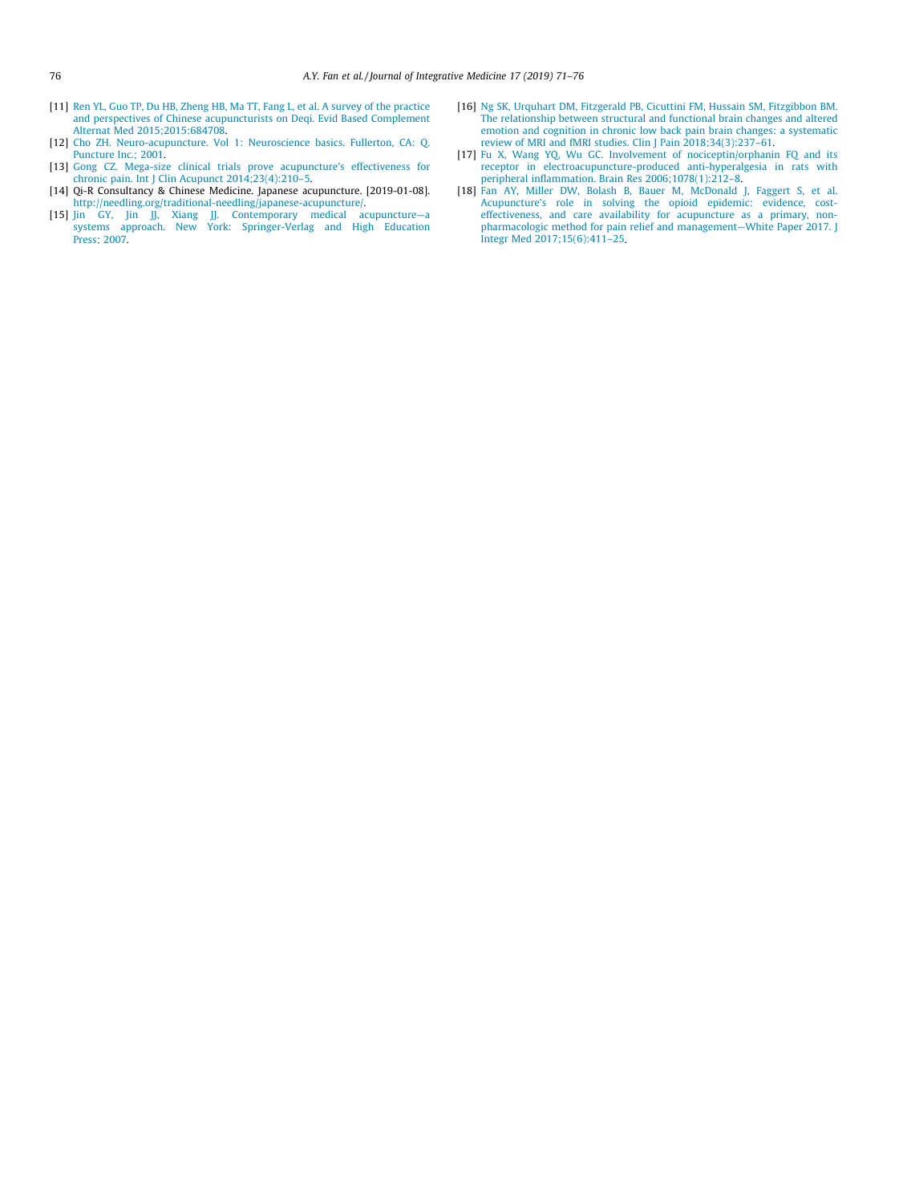[11] Ren YL, Guo TP, Du HB, Zheng HB, Ma TT, Fang L, et al. A survey of the practice and perspectives of Chinese acupuncturists on Deqi. Evid Based Complement Alternat Med 2015;2015:684708.

[12] Cho ZH. Neuro-acupuncture. Vol 1: Neuroscience basics. Fullerton, CA: Q. Puncture Inc.; 2001.

[13] Gong CZ. Mega-size clinical trials prove acupuncture's effectiveness for chronic pain. Int J Clin Acupunct 2014;23(4):210–5.

[14] Qi-R Consultancy & Chinese Medicine. Japanese acupuncture. [2019-01-08]. http://needling.org/traditional-needling/japanese-acupuncture/.

[15] Jin GY, Jin JJ, Xiang JJ. Contemporary medical acupuncture—a systems approach. New York: Springer-Verlag and High Education Press; 2007.

[16] Ng SK, Urquhart DM, Fitzgerald PB, Cicuttini FM, Hussain SM, Fitzgibbon BM. The relationship between structural and functional brain changes and altered emotion and cognition in chronic low back pain brain changes: a systematic review of MRI and fMRI studies. Clin J Pain 2018;34(3):237–61.

[17] Fu X, Wang YQ, Wu GC. Involvement of nociceptin/orphanin FQ and its receptor in electroacupuncture-produced anti-hyperalgesia in rats with peripheral inflammation. Brain Res 2006;1078(1):212–8.

[18] Fan AY, Miller DW, Bolash B, Bauer M, McDonald J, Faggert S, et al. Acupuncture's role in solving the opioid epidemic: evidence, cost-effectiveness, and care availability for acupuncture as a primary, non-pharmacologic method for pain relief and management—White Paper 2017. J Integr Med 2017;15(6):411–25.